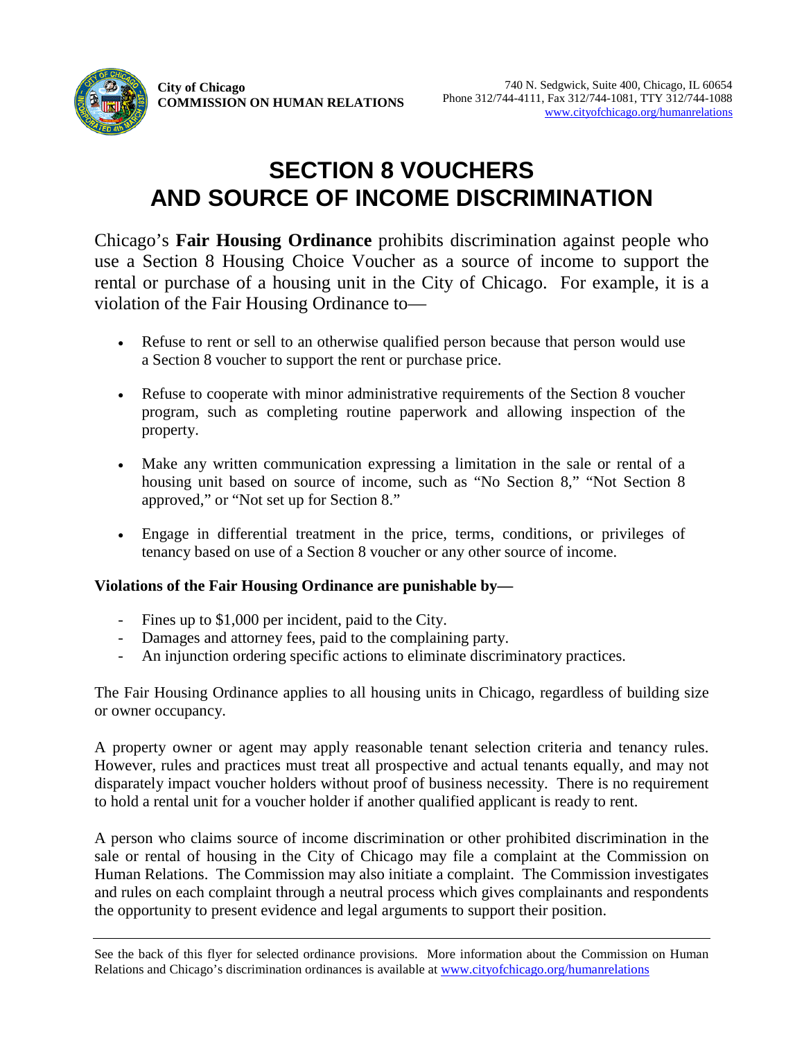City of Chicago
**COMMISSION ON HUMAN RELATIONS**

740 N. Sedgwick, Suite 400, Chicago, IL 60654
Phone 312/744-4111, Fax 312/744-1081, TTY 312/744-1088
www.cityofchicago.org/humanrelations

# SECTION 8 VOUCHERS AND SOURCE OF INCOME DISCRIMINATION

Chicago's **Fair Housing Ordinance** prohibits discrimination against people who use a Section 8 Housing Choice Voucher as a source of income to support the rental or purchase of a housing unit in the City of Chicago. For example, it is a violation of the Fair Housing Ordinance to—

- Refuse to rent or sell to an otherwise qualified person because that person would use a Section 8 voucher to support the rent or purchase price.
- Refuse to cooperate with minor administrative requirements of the Section 8 voucher program, such as completing routine paperwork and allowing inspection of the property.
- Make any written communication expressing a limitation in the sale or rental of a housing unit based on source of income, such as "No Section 8," "Not Section 8 approved," or "Not set up for Section 8."
- Engage in differential treatment in the price, terms, conditions, or privileges of tenancy based on use of a Section 8 voucher or any other source of income.

**Violations of the Fair Housing Ordinance are punishable by—**

- Fines up to $1,000 per incident, paid to the City.
- Damages and attorney fees, paid to the complaining party.
- An injunction ordering specific actions to eliminate discriminatory practices.

The Fair Housing Ordinance applies to all housing units in Chicago, regardless of building size or owner occupancy.

A property owner or agent may apply reasonable tenant selection criteria and tenancy rules. However, rules and practices must treat all prospective and actual tenants equally, and may not disparately impact voucher holders without proof of business necessity. There is no requirement to hold a rental unit for a voucher holder if another qualified applicant is ready to rent.

A person who claims source of income discrimination or other prohibited discrimination in the sale or rental of housing in the City of Chicago may file a complaint at the Commission on Human Relations. The Commission may also initiate a complaint. The Commission investigates and rules on each complaint through a neutral process which gives complainants and respondents the opportunity to present evidence and legal arguments to support their position.

---

See the back of this flyer for selected ordinance provisions. More information about the Commission on Human Relations and Chicago's discrimination ordinances is available at www.cityofchicago.org/humanrelations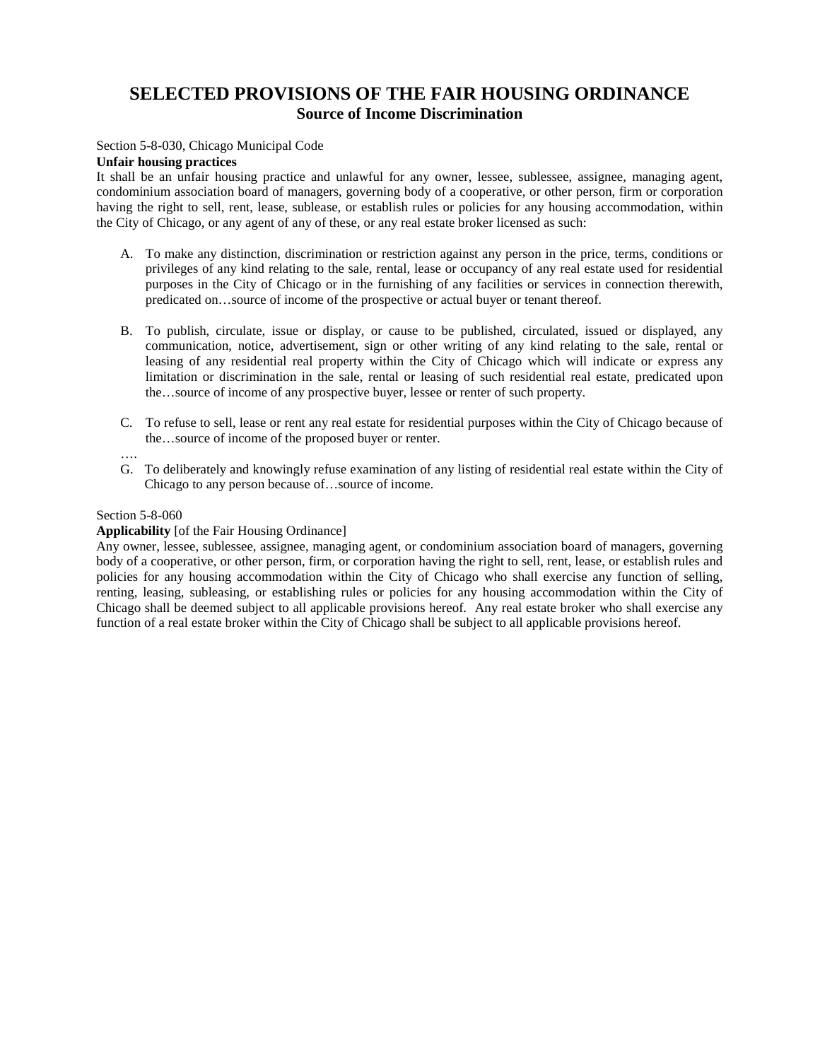# SELECTED PROVISIONS OF THE FAIR HOUSING ORDINANCE
## Source of Income Discrimination

Section 5-8-030, Chicago Municipal Code

**Unfair housing practices**

It shall be an unfair housing practice and unlawful for any owner, lessee, sublessee, assignee, managing agent, condominium association board of managers, governing body of a cooperative, or other person, firm or corporation having the right to sell, rent, lease, sublease, or establish rules or policies for any housing accommodation, within the City of Chicago, or any agent of any of these, or any real estate broker licensed as such:

A. To make any distinction, discrimination or restriction against any person in the price, terms, conditions or privileges of any kind relating to the sale, rental, lease or occupancy of any real estate used for residential purposes in the City of Chicago or in the furnishing of any facilities or services in connection therewith, predicated on…source of income of the prospective or actual buyer or tenant thereof.

B. To publish, circulate, issue or display, or cause to be published, circulated, issued or displayed, any communication, notice, advertisement, sign or other writing of any kind relating to the sale, rental or leasing of any residential real property within the City of Chicago which will indicate or express any limitation or discrimination in the sale, rental or leasing of such residential real estate, predicated upon the…source of income of any prospective buyer, lessee or renter of such property.

C. To refuse to sell, lease or rent any real estate for residential purposes within the City of Chicago because of the…source of income of the proposed buyer or renter.

….

G. To deliberately and knowingly refuse examination of any listing of residential real estate within the City of Chicago to any person because of…source of income.

Section 5-8-060

**Applicability** [of the Fair Housing Ordinance]

Any owner, lessee, sublessee, assignee, managing agent, or condominium association board of managers, governing body of a cooperative, or other person, firm, or corporation having the right to sell, rent, lease, or establish rules and policies for any housing accommodation within the City of Chicago who shall exercise any function of selling, renting, leasing, subleasing, or establishing rules or policies for any housing accommodation within the City of Chicago shall be deemed subject to all applicable provisions hereof. Any real estate broker who shall exercise any function of a real estate broker within the City of Chicago shall be subject to all applicable provisions hereof.